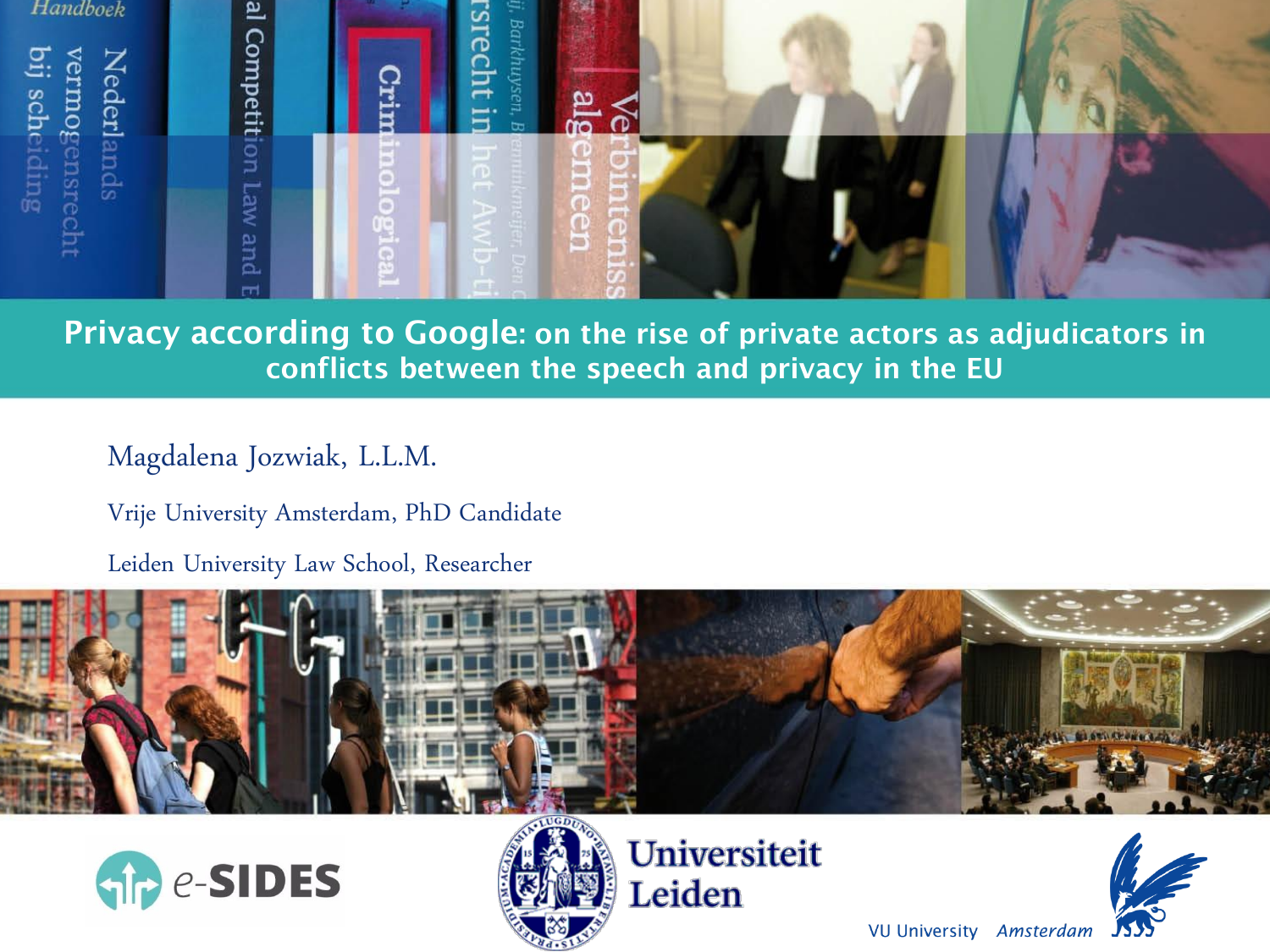# Privacy according to Google: on the rise of private actors as adjudicators in conflicts between the speech and privacy in the EU

Magdalena Jozwiak, L.L.M.

Vrije University Amsterdam, PhD Candidate

Leiden University Law School, Researcher

e-SIDES

Universiteit Leiden

VU University Amsterdam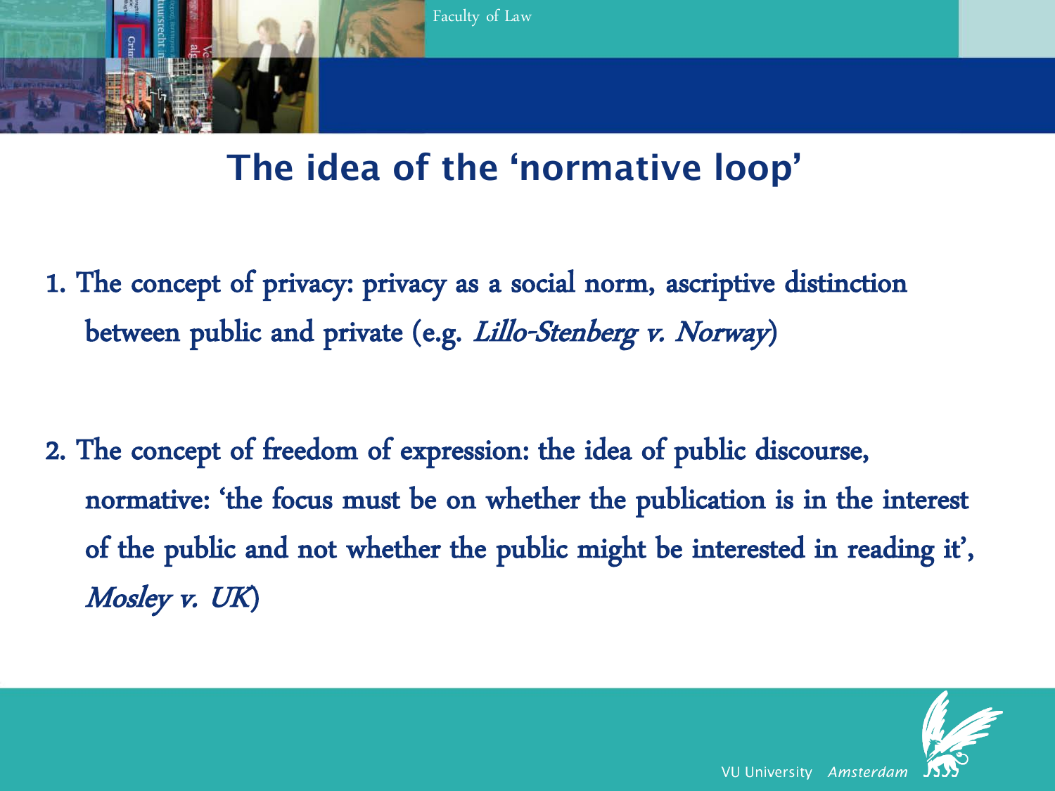# The idea of the 'normative loop'

1. The concept of privacy: privacy as a social norm, ascriptive distinction between public and private (e.g. *Lillo-Stenberg v. Norway*)

2. The concept of freedom of expression: the idea of public discourse, normative: 'the focus must be on whether the publication is in the interest of the public and not whether the public might be interested in reading it', *Mosley v. UK*)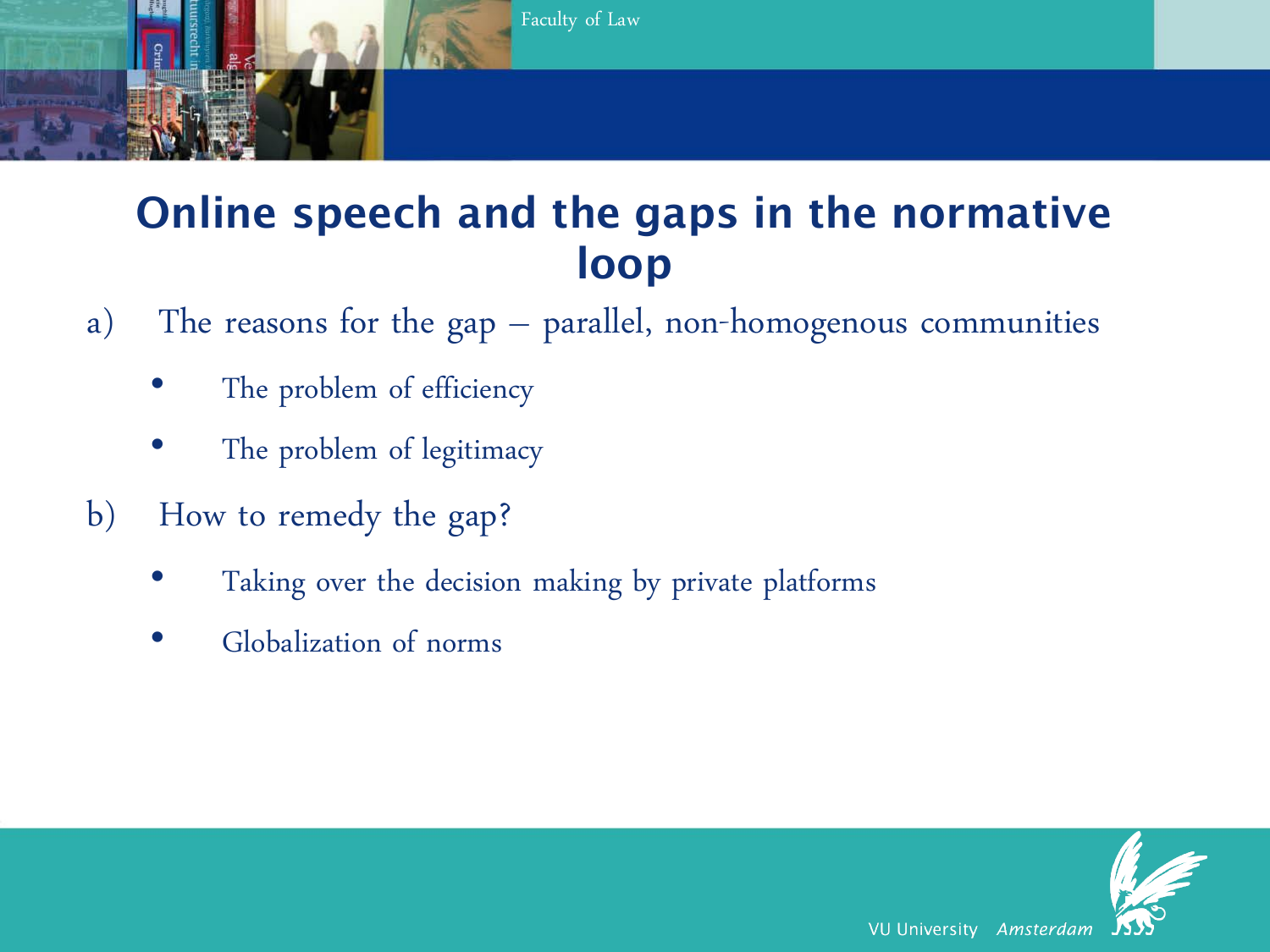# Online speech and the gaps in the normative loop

a) The reasons for the gap – parallel, non-homogenous communities

- The problem of efficiency
- The problem of legitimacy

b) How to remedy the gap?

- Taking over the decision making by private platforms
- Globalization of norms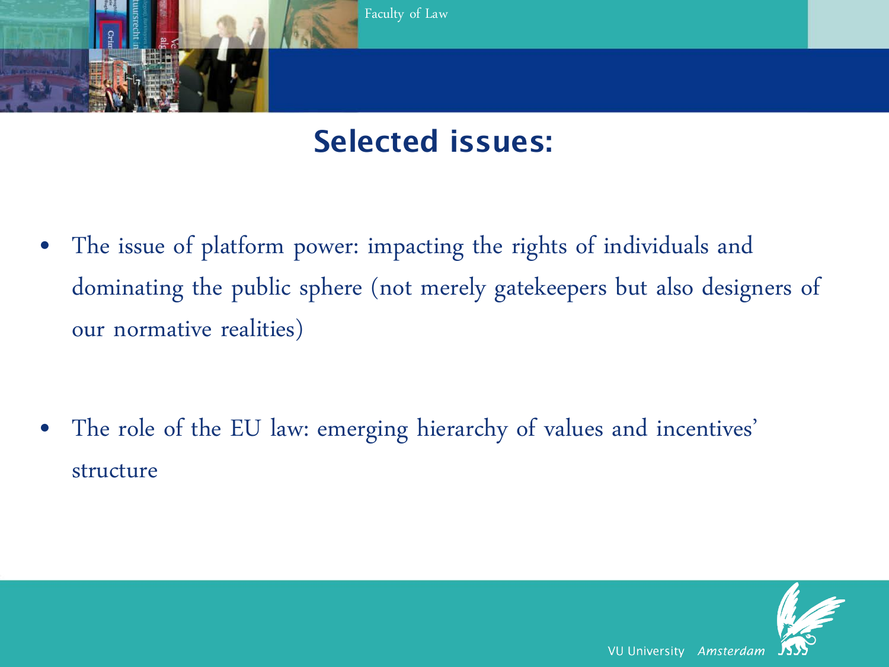# Selected issues:

- The issue of platform power: impacting the rights of individuals and dominating the public sphere (not merely gatekeepers but also designers of our normative realities)

- The role of the EU law: emerging hierarchy of values and incentives' structure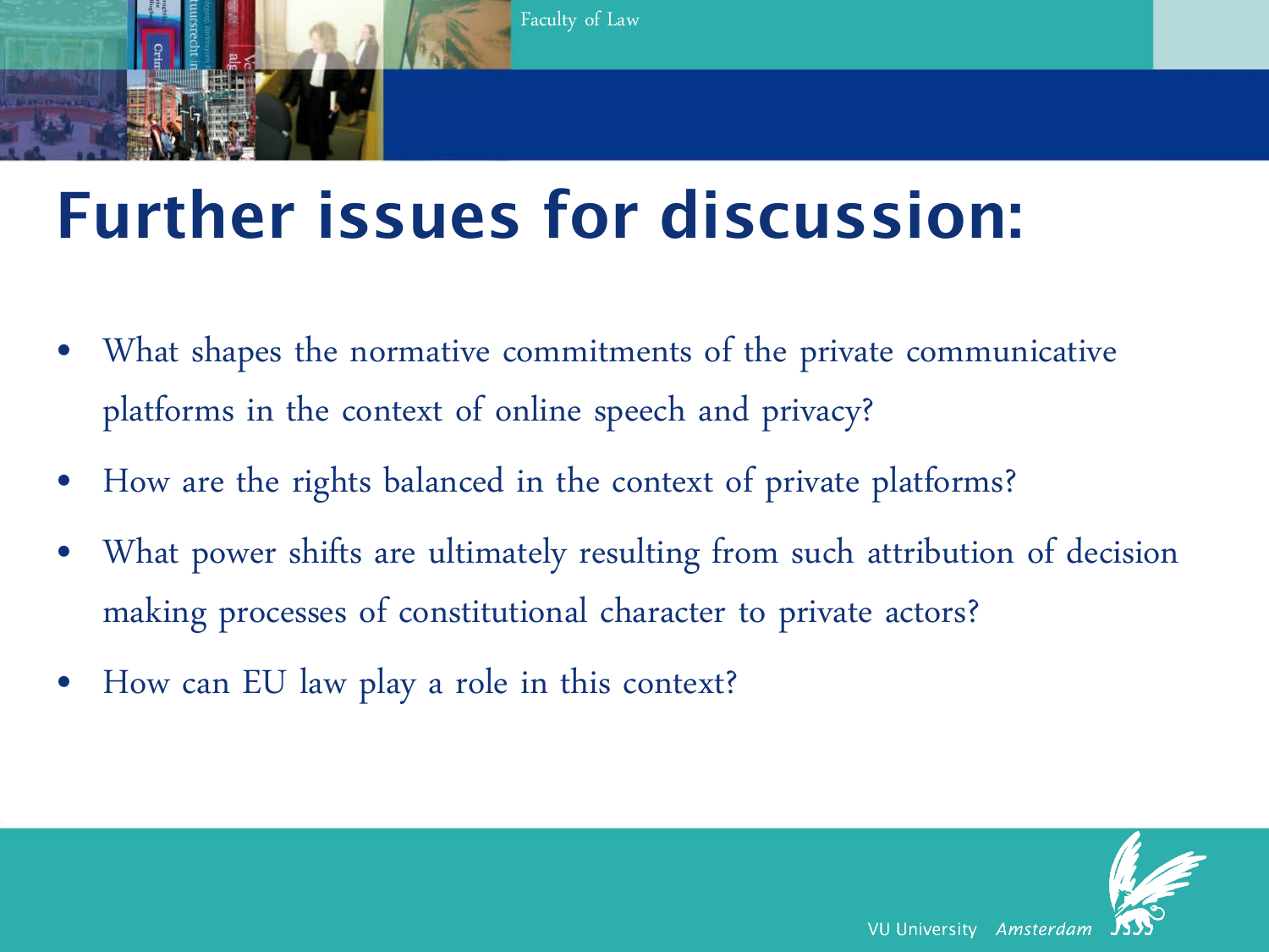# Further issues for discussion:

- What shapes the normative commitments of the private communicative platforms in the context of online speech and privacy?
- How are the rights balanced in the context of private platforms?
- What power shifts are ultimately resulting from such attribution of decision making processes of constitutional character to private actors?
- How can EU law play a role in this context?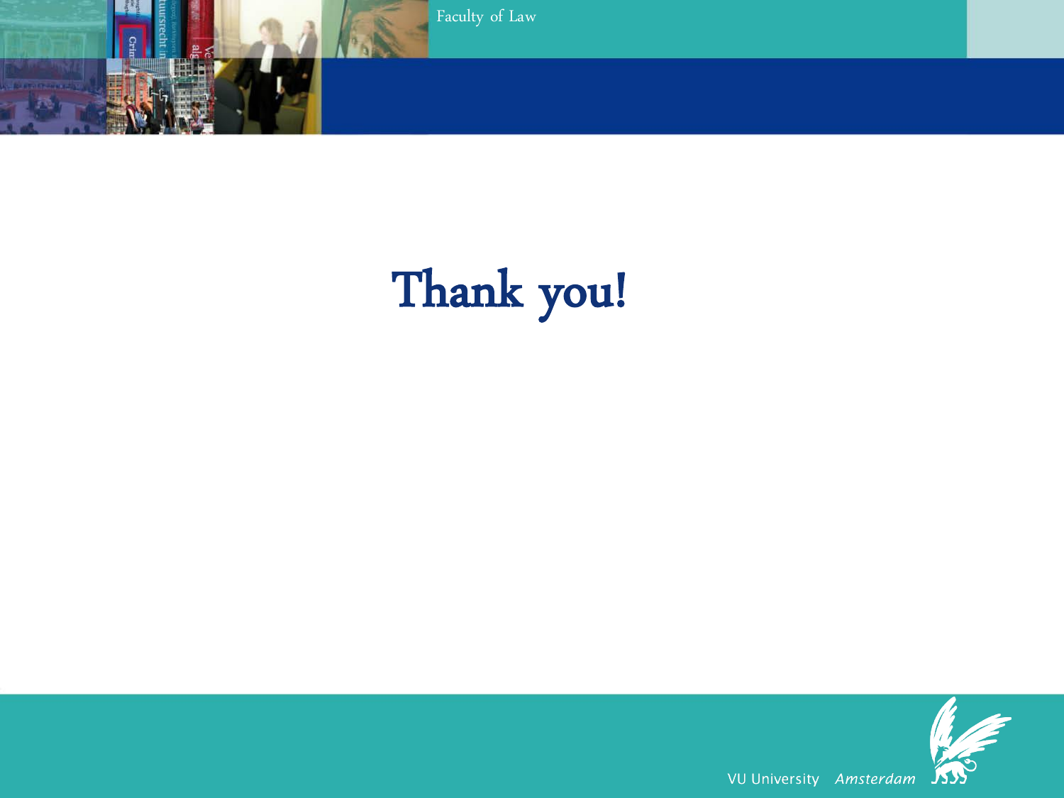# Thank you!